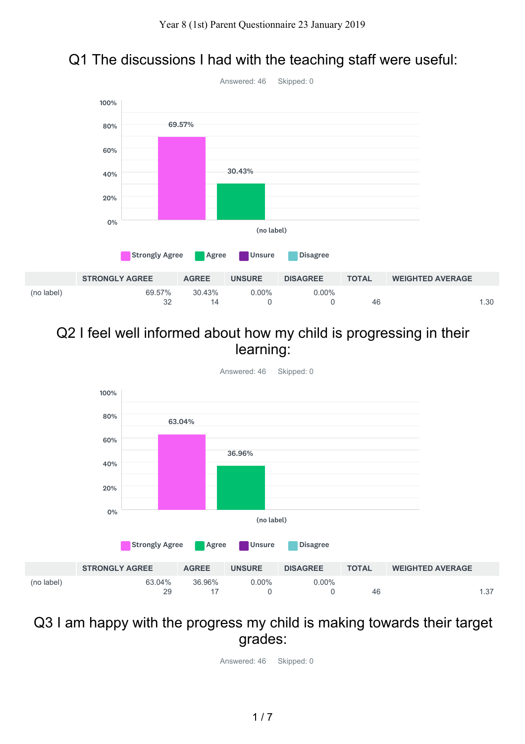Year 8 (1st) Parent Questionnaire 23 January 2019

## Q1 The discussions I had with the teaching staff were useful:

Answered: 46 Skipped: 0

| | STRONGLY AGREE | AGREE | UNSURE | DISAGREE | TOTAL | WEIGHTED AVERAGE |
|---|---|---|---|---|---|---|
| (no label) | 69.57%<br>32 | 30.43%<br>14 | 0.00%<br>0 | 0.00%<br>0 | 46 | 1.30 |

## Q2 I feel well informed about how my child is progressing in their learning:

Answered: 46 Skipped: 0

| | STRONGLY AGREE | AGREE | UNSURE | DISAGREE | TOTAL | WEIGHTED AVERAGE |
|---|---|---|---|---|---|---|
| (no label) | 63.04%<br>29 | 36.96%<br>17 | 0.00%<br>0 | 0.00%<br>0 | 46 | 1.37 |

## Q3 I am happy with the progress my child is making towards their target grades:

Answered: 46 Skipped: 0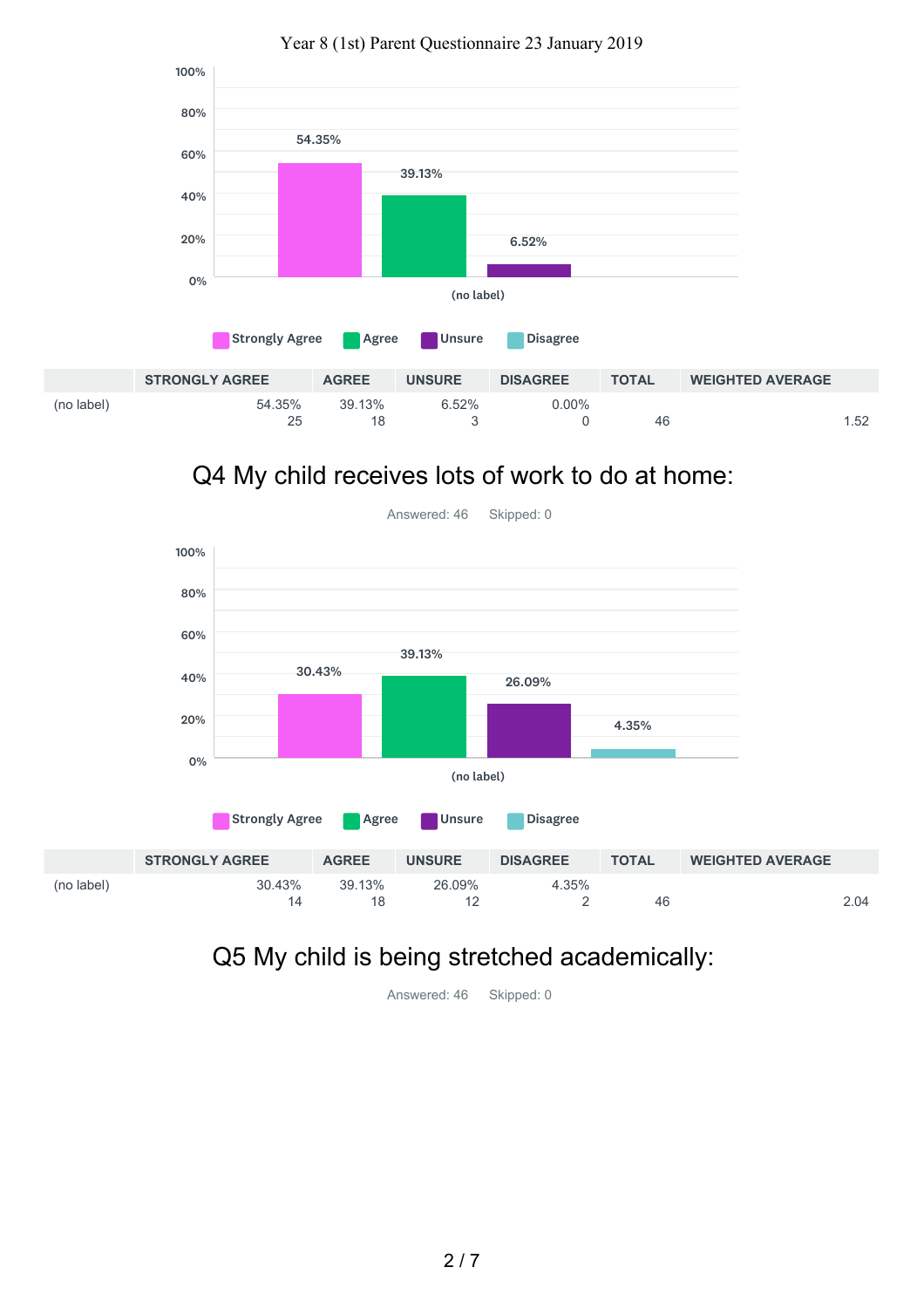Strongly Agree | Agree | Unsure | Disagree

| | STRONGLY AGREE | AGREE | UNSURE | DISAGREE | TOTAL | WEIGHTED AVERAGE |
|---|---|---|---|---|---|---|
| (no label) | 54.35%<br>25 | 39.13%<br>18 | 6.52%<br>3 | 0.00%<br>0 | 46 | 1.52 |

## Q4 My child receives lots of work to do at home:

Answered: 46 Skipped: 0

Strongly Agree | Agree | Unsure | Disagree

| | STRONGLY AGREE | AGREE | UNSURE | DISAGREE | TOTAL | WEIGHTED AVERAGE |
|---|---|---|---|---|---|---|
| (no label) | 30.43%<br>14 | 39.13%<br>18 | 26.09%<br>12 | 4.35%<br>2 | 46 | 2.04 |

## Q5 My child is being stretched academically:

Answered: 46 Skipped: 0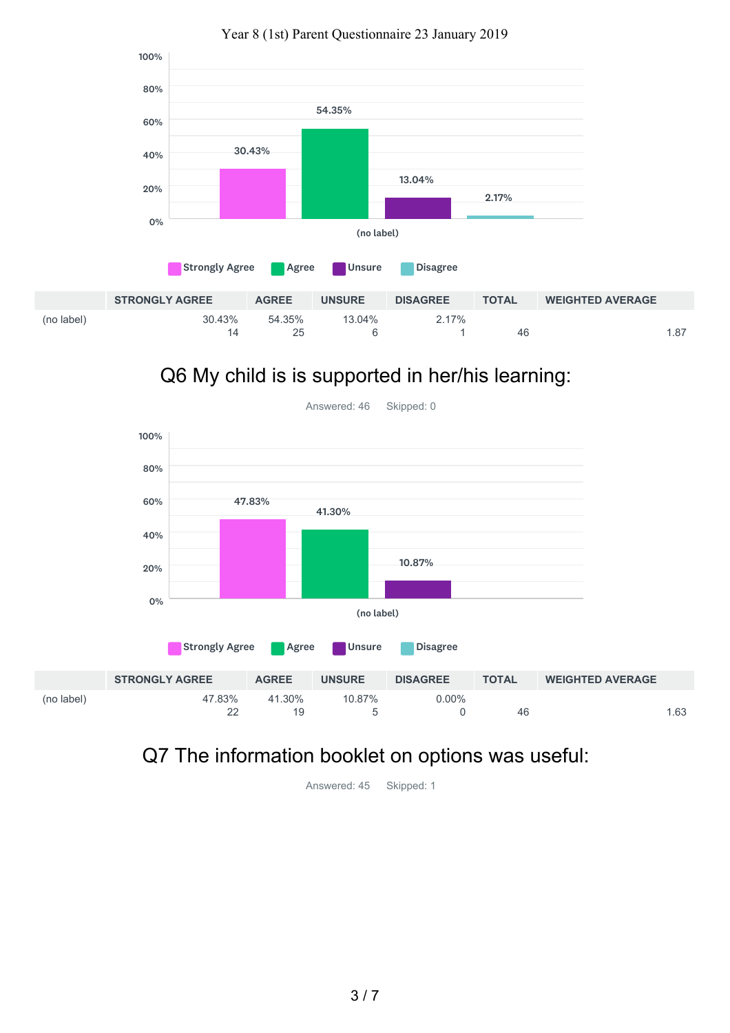Year 8 (1st) Parent Questionnaire 23 January 2019

| | STRONGLY AGREE | AGREE | UNSURE | DISAGREE | TOTAL | WEIGHTED AVERAGE |
|---|---|---|---|---|---|---|
| (no label) | 30.43%<br>14 | 54.35%<br>25 | 13.04%<br>6 | 2.17%<br>1 | 46 | 1.87 |

## Q6 My child is is supported in her/his learning:

Answered: 46 Skipped: 0

| | STRONGLY AGREE | AGREE | UNSURE | DISAGREE | TOTAL | WEIGHTED AVERAGE |
|---|---|---|---|---|---|---|
| (no label) | 47.83%<br>22 | 41.30%<br>19 | 10.87%<br>5 | 0.00%<br>0 | 46 | 1.63 |

## Q7 The information booklet on options was useful:

Answered: 45 Skipped: 1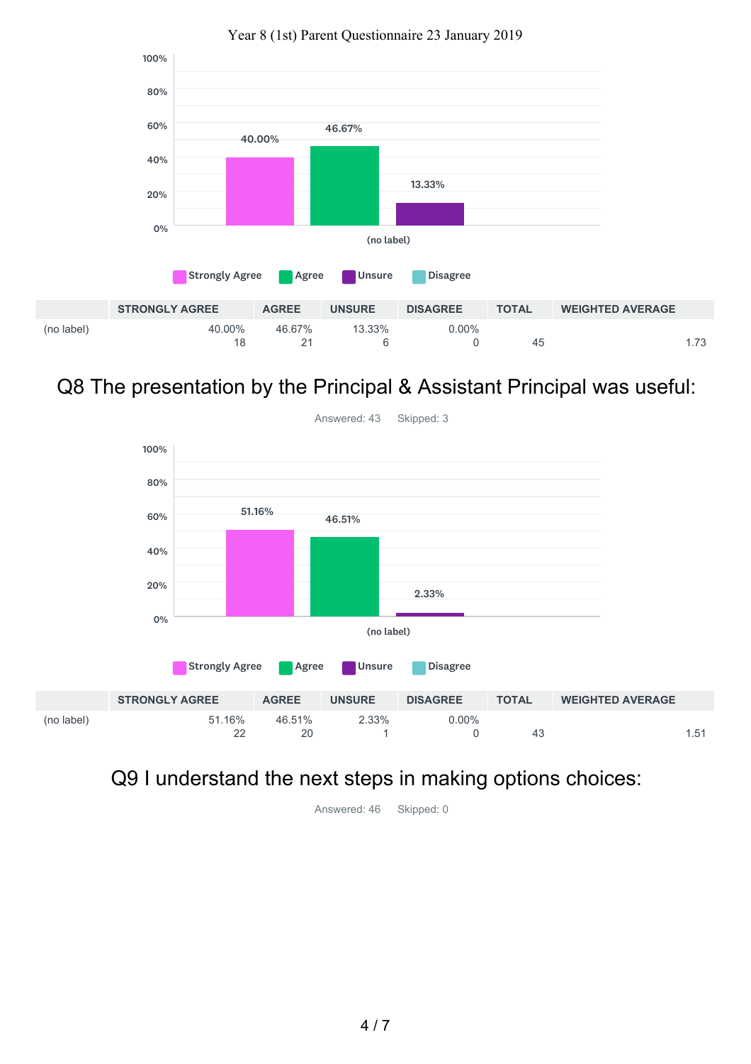Year 8 (1st) Parent Questionnaire 23 January 2019

| | STRONGLY AGREE | AGREE | UNSURE | DISAGREE | TOTAL | WEIGHTED AVERAGE |
|---|---|---|---|---|---|---|
| (no label) | 40.00%<br>18 | 46.67%<br>21 | 13.33%<br>6 | 0.00%<br>0 | 45 | 1.73 |

## Q8 The presentation by the Principal & Assistant Principal was useful:

Answered: 43 Skipped: 3

| | STRONGLY AGREE | AGREE | UNSURE | DISAGREE | TOTAL | WEIGHTED AVERAGE |
|---|---|---|---|---|---|---|
| (no label) | 51.16%<br>22 | 46.51%<br>20 | 2.33%<br>1 | 0.00%<br>0 | 43 | 1.51 |

## Q9 I understand the next steps in making options choices:

Answered: 46 Skipped: 0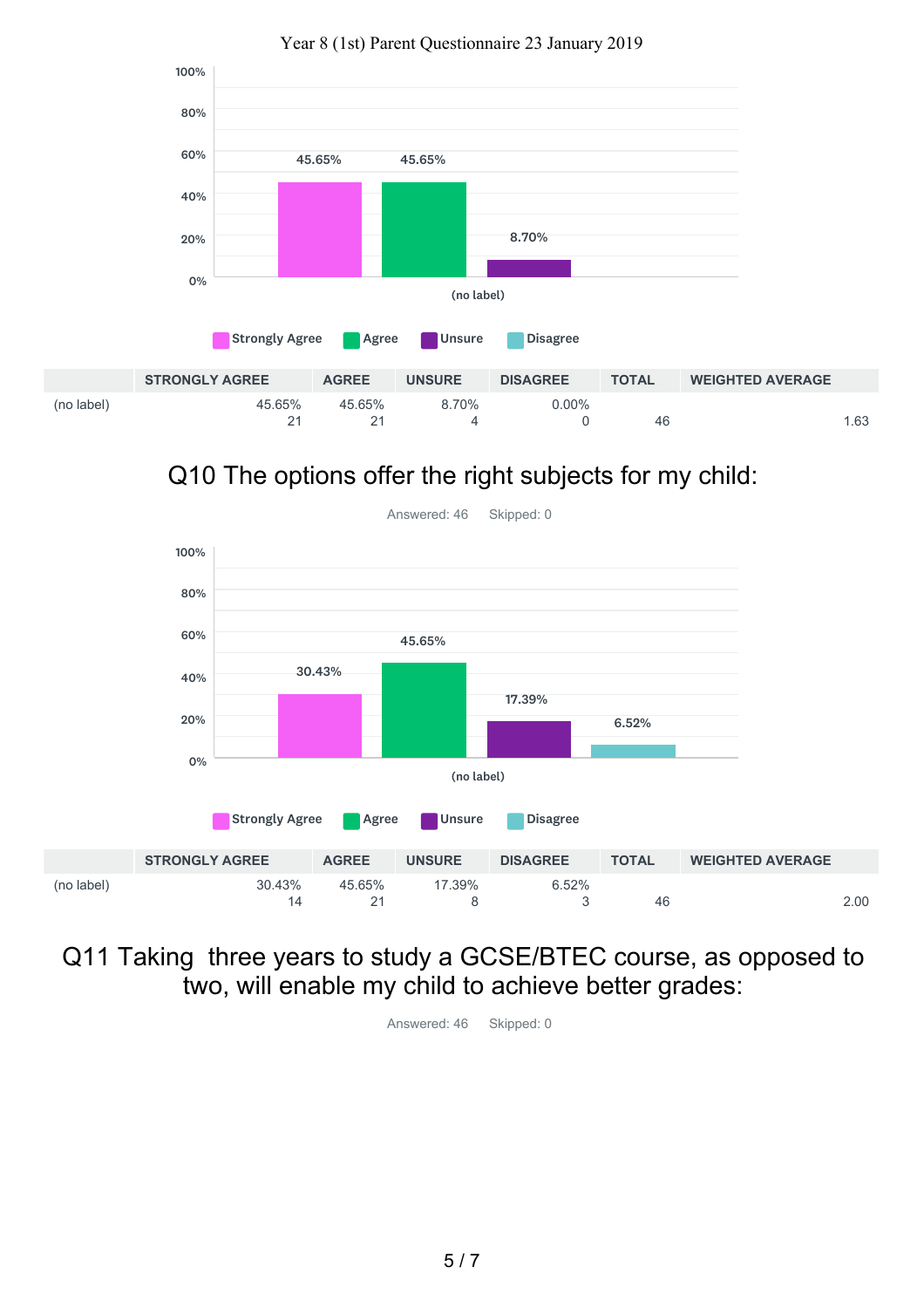Year 8 (1st) Parent Questionnaire 23 January 2019

| | STRONGLY AGREE | AGREE | UNSURE | DISAGREE | TOTAL | WEIGHTED AVERAGE |
|---|---|---|---|---|---|---|
| (no label) | 45.65%<br>21 | 45.65%<br>21 | 8.70%<br>4 | 0.00%<br>0 | 46 | 1.63 |

## Q10 The options offer the right subjects for my child:

Answered: 46 Skipped: 0

| | STRONGLY AGREE | AGREE | UNSURE | DISAGREE | TOTAL | WEIGHTED AVERAGE |
|---|---|---|---|---|---|---|
| (no label) | 30.43%<br>14 | 45.65%<br>21 | 17.39%<br>8 | 6.52%<br>3 | 46 | 2.00 |

## Q11 Taking three years to study a GCSE/BTEC course, as opposed to two, will enable my child to achieve better grades:

Answered: 46 Skipped: 0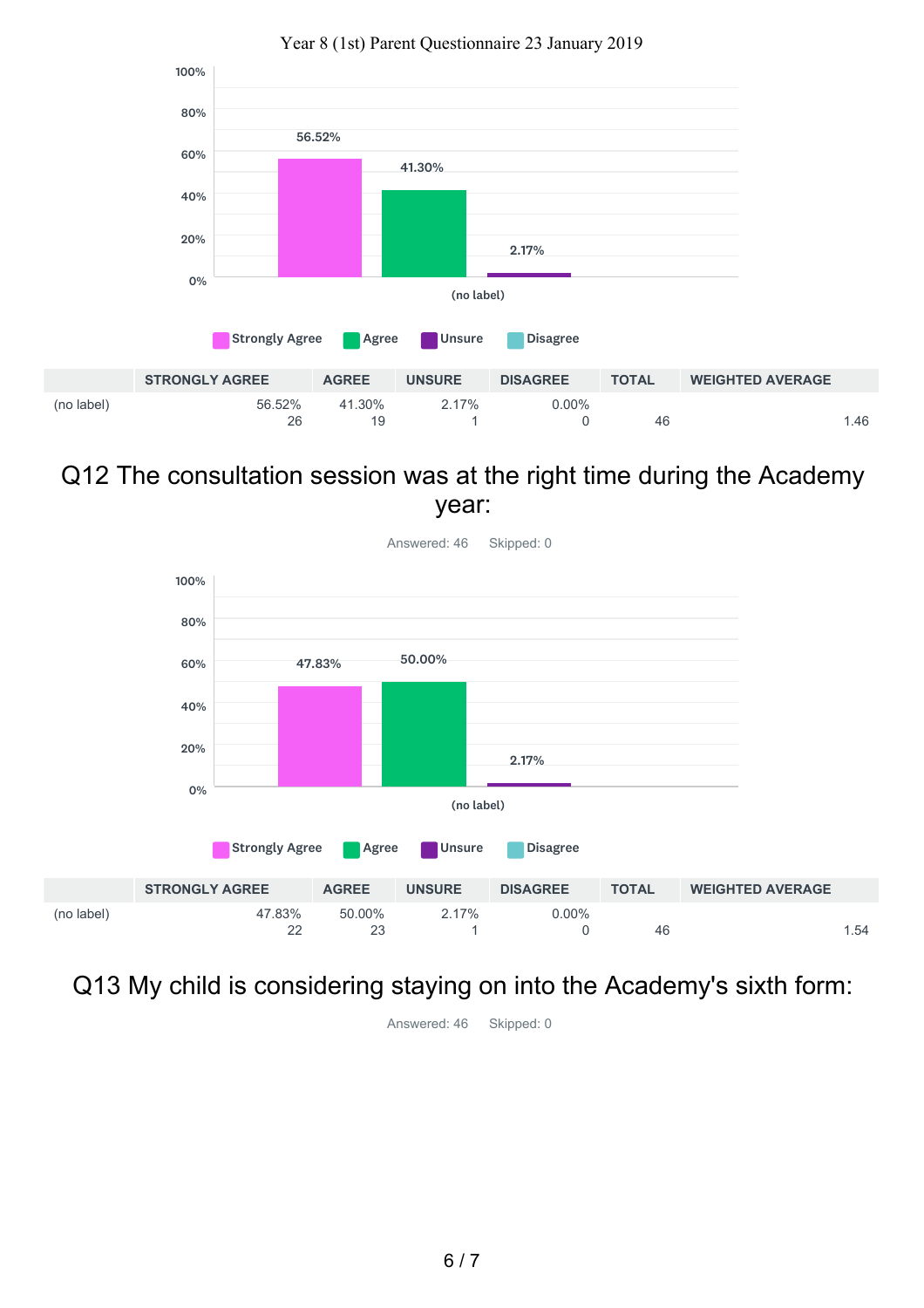Year 8 (1st) Parent Questionnaire 23 January 2019

| | STRONGLY AGREE | AGREE | UNSURE | DISAGREE | TOTAL | WEIGHTED AVERAGE |
|---|---|---|---|---|---|---|
| (no label) | 56.52%<br>26 | 41.30%<br>19 | 2.17%<br>1 | 0.00%<br>0 | 46 | 1.46 |

## Q12 The consultation session was at the right time during the Academy year:

Answered: 46 Skipped: 0

| | STRONGLY AGREE | AGREE | UNSURE | DISAGREE | TOTAL | WEIGHTED AVERAGE |
|---|---|---|---|---|---|---|
| (no label) | 47.83%<br>22 | 50.00%<br>23 | 2.17%<br>1 | 0.00%<br>0 | 46 | 1.54 |

## Q13 My child is considering staying on into the Academy's sixth form:

Answered: 46 Skipped: 0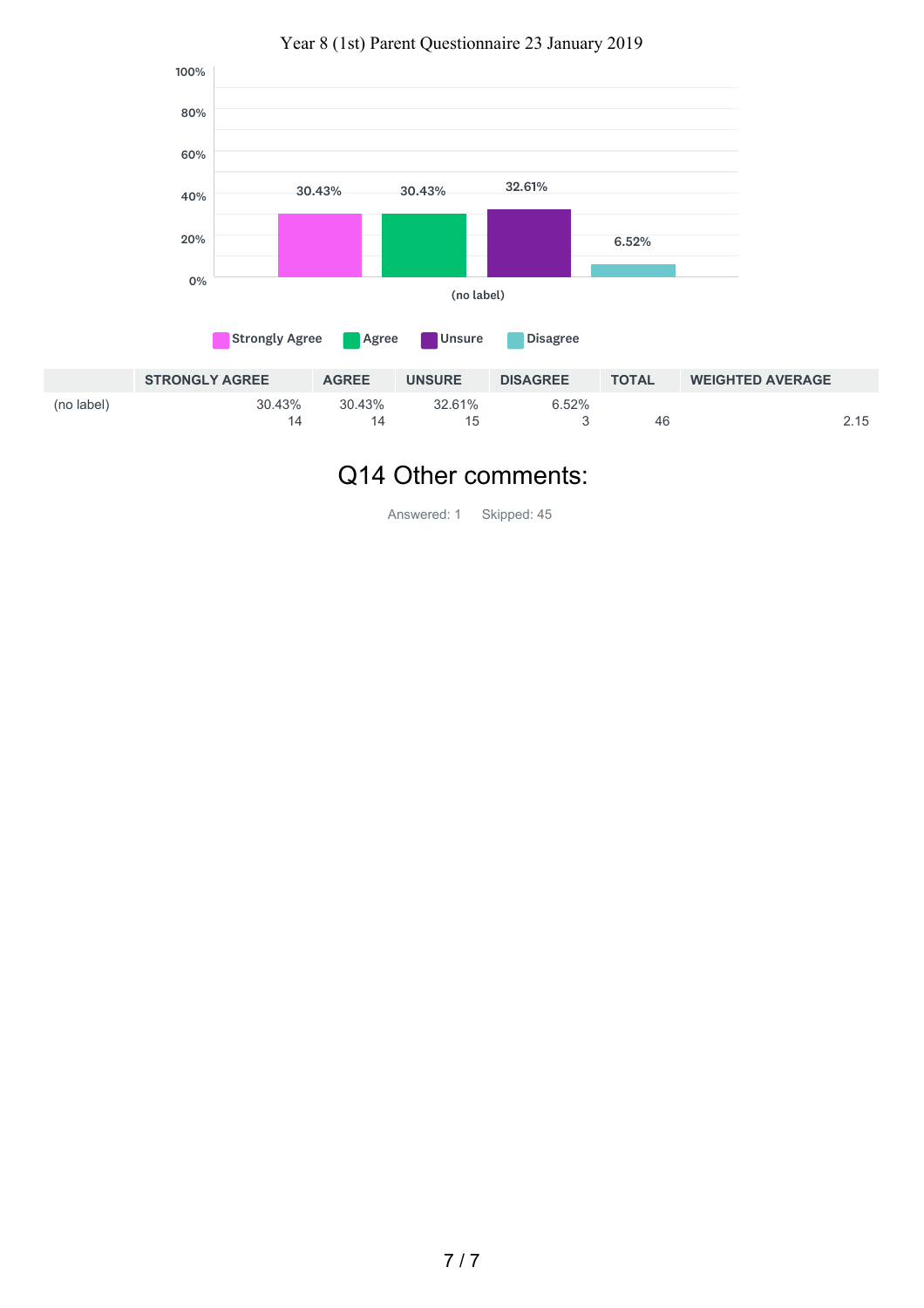Year 8 (1st) Parent Questionnaire 23 January 2019

100%
80%
60%
40%
20%
0%

30.43%
30.43%
32.61%
6.52%

(no label)

Strongly Agree
Agree
Unsure
Disagree

| | STRONGLY AGREE | AGREE | UNSURE | DISAGREE | TOTAL | WEIGHTED AVERAGE |
|---|---|---|---|---|---|---|
| (no label) | 30.43%<br>14 | 30.43%<br>14 | 32.61%<br>15 | 6.52%<br>3 | 46 | 2.15 |

## Q14 Other comments:

Answered: 1 Skipped: 45